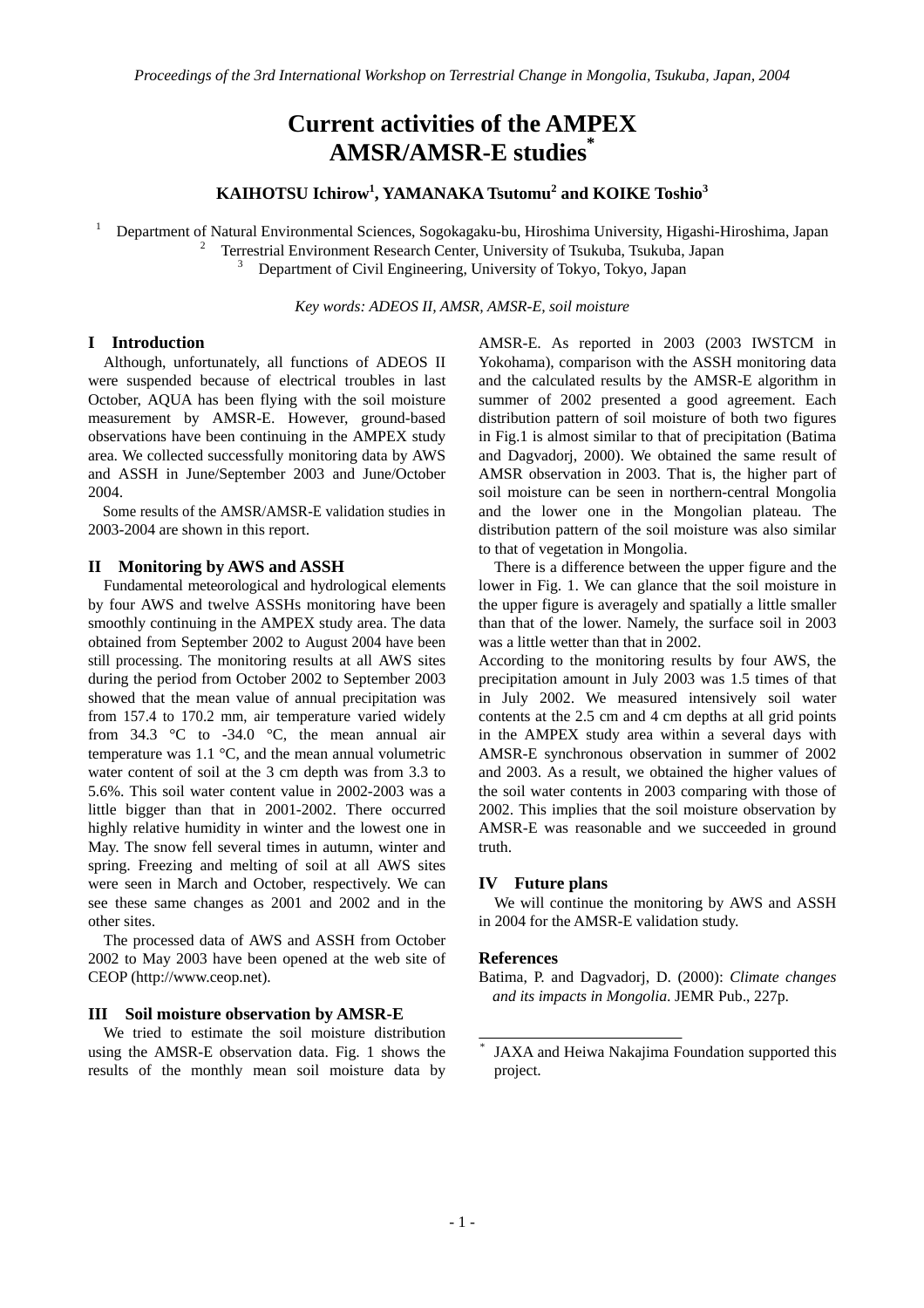# Current activities of the AMPEX AMSR/AMSR-E studies*

**KAIHOTSU Ichirow[1], YAMANAKA Tsutomu[2] and KOIKE Toshio[3]**

[1] Department of Natural Environmental Sciences, Sogokagaku-bu, Hiroshima University, Higashi-Hiroshima, Japan
[2] Terrestrial Environment Research Center, University of Tsukuba, Tsukuba, Japan
[3] Department of Civil Engineering, University of Tokyo, Tokyo, Japan

*Key words: ADEOS II, AMSR, AMSR-E, soil moisture*

## I Introduction

Although, unfortunately, all functions of ADEOS II were suspended because of electrical troubles in last October, AQUA has been flying with the soil moisture measurement by AMSR-E. However, ground-based observations have been continuing in the AMPEX study area. We collected successfully monitoring data by AWS and ASSH in June/September 2003 and June/October 2004.

Some results of the AMSR/AMSR-E validation studies in 2003-2004 are shown in this report.

## II Monitoring by AWS and ASSH

Fundamental meteorological and hydrological elements by four AWS and twelve ASSHs monitoring have been smoothly continuing in the AMPEX study area. The data obtained from September 2002 to August 2004 have been still processing. The monitoring results at all AWS sites during the period from October 2002 to September 2003 showed that the mean value of annual precipitation was from 157.4 to 170.2 mm, air temperature varied widely from 34.3 °C to -34.0 °C, the mean annual air temperature was 1.1 °C, and the mean annual volumetric water content of soil at the 3 cm depth was from 3.3 to 5.6%. This soil water content value in 2002-2003 was a little bigger than that in 2001-2002. There occurred highly relative humidity in winter and the lowest one in May. The snow fell several times in autumn, winter and spring. Freezing and melting of soil at all AWS sites were seen in March and October, respectively. We can see these same changes as 2001 and 2002 and in the other sites.

The processed data of AWS and ASSH from October 2002 to May 2003 have been opened at the web site of CEOP (http://www.ceop.net).

## III Soil moisture observation by AMSR-E

We tried to estimate the soil moisture distribution using the AMSR-E observation data. Fig. 1 shows the results of the monthly mean soil moisture data by AMSR-E. As reported in 2003 (2003 IWSTCM in Yokohama), comparison with the ASSH monitoring data and the calculated results by the AMSR-E algorithm in summer of 2002 presented a good agreement. Each distribution pattern of soil moisture of both two figures in Fig.1 is almost similar to that of precipitation (Batima and Dagvadorj, 2000). We obtained the same result of AMSR observation in 2003. That is, the higher part of soil moisture can be seen in northern-central Mongolia and the lower one in the Mongolian plateau. The distribution pattern of the soil moisture was also similar to that of vegetation in Mongolia.

There is a difference between the upper figure and the lower in Fig. 1. We can glance that the soil moisture in the upper figure is averagely and spatially a little smaller than that of the lower. Namely, the surface soil in 2003 was a little wetter than that in 2002.

According to the monitoring results by four AWS, the precipitation amount in July 2003 was 1.5 times of that in July 2002. We measured intensively soil water contents at the 2.5 cm and 4 cm depths at all grid points in the AMPEX study area within a several days with AMSR-E synchronous observation in summer of 2002 and 2003. As a result, we obtained the higher values of the soil water contents in 2003 comparing with those of 2002. This implies that the soil moisture observation by AMSR-E was reasonable and we succeeded in ground truth.

## IV Future plans

We will continue the monitoring by AWS and ASSH in 2004 for the AMSR-E validation study.

## References

Batima, P. and Dagvadorj, D. (2000): *Climate changes and its impacts in Mongolia*. JEMR Pub., 227p.

---

* JAXA and Heiwa Nakajima Foundation supported this project.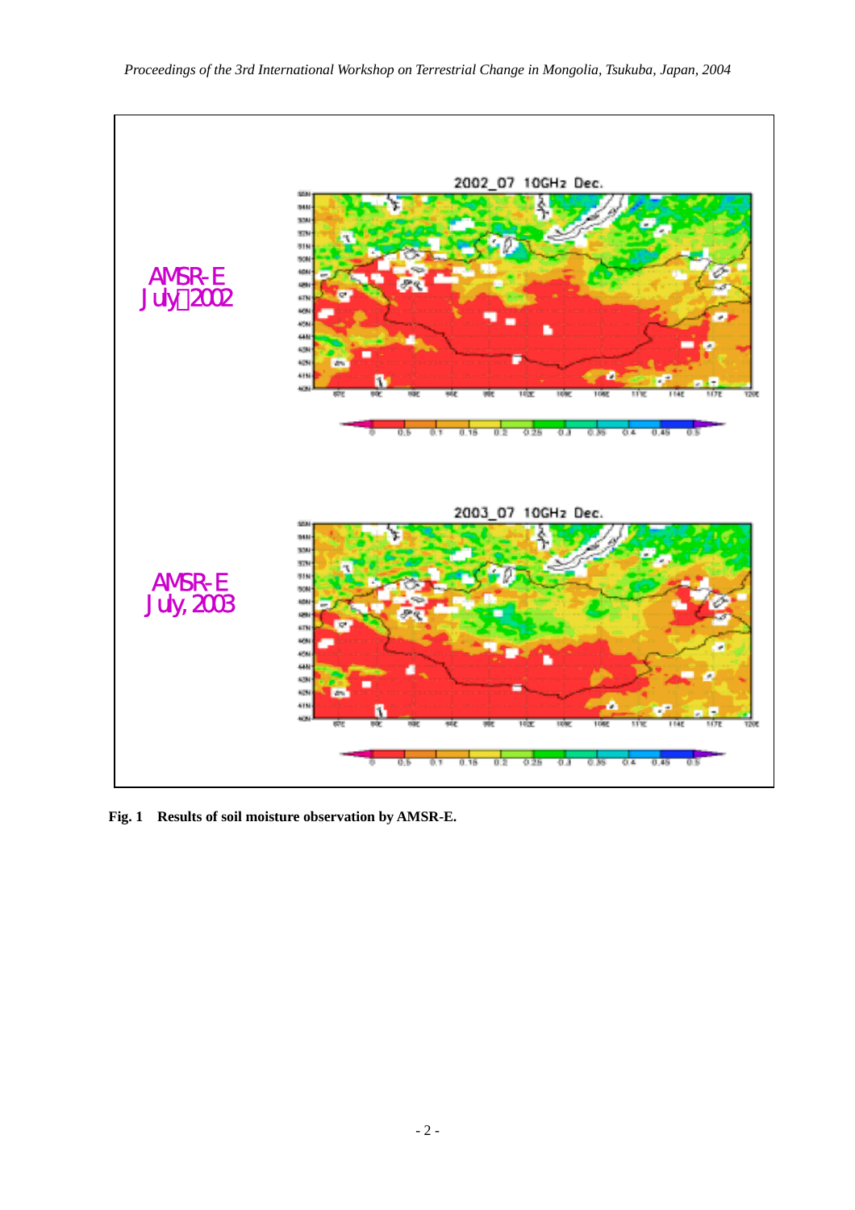AMSR-E
July, 2002

2002_07 10GHz Dec.

AMSR-E
July, 2003

2003_07 10GHz Dec.

0 0.5 0.1 0.15 0.2 0.25 0.3 0.35 0.4 0.45 0.5

**Fig. 1 Results of soil moisture observation by AMSR-E.**